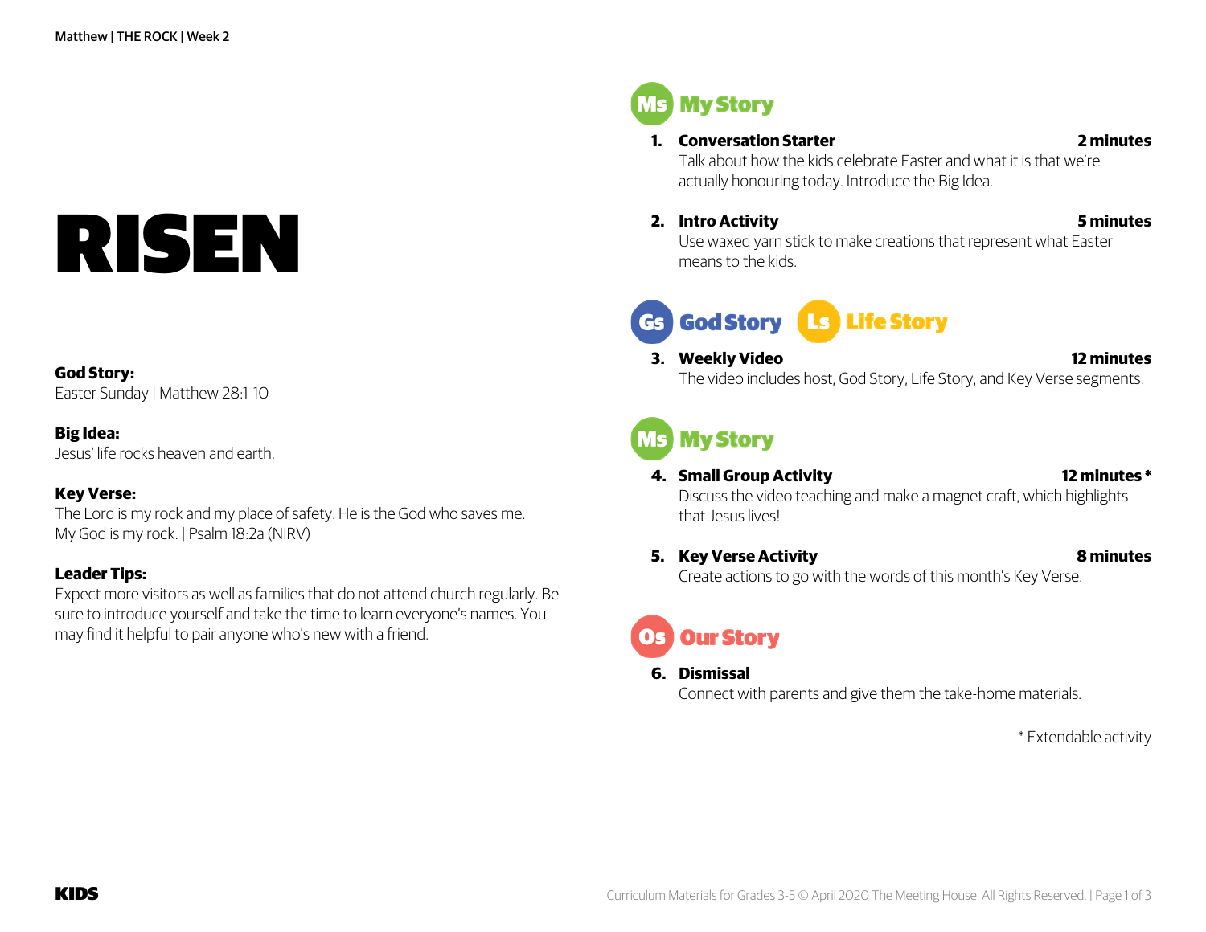# RISEN

**God Story:**
Easter Sunday | Matthew 28:1-10

**Big Idea:**
Jesus' life rocks heaven and earth.

**Key Verse:**
The Lord is my rock and my place of safety. He is the God who saves me. My God is my rock. | Psalm 18:2a (NIRV)

**Leader Tips:**
Expect more visitors as well as families that do not attend church regularly. Be sure to introduce yourself and take the time to learn everyone's names. You may find it helpful to pair anyone who's new with a friend.

## Ms My Story

1. **Conversation Starter** — **2 minutes**
   Talk about how the kids celebrate Easter and what it is that we're actually honouring today. Introduce the Big Idea.

2. **Intro Activity** — **5 minutes**
   Use waxed yarn stick to make creations that represent what Easter means to the kids.

## Gs God Story / Ls Life Story

3. **Weekly Video** — **12 minutes**
   The video includes host, God Story, Life Story, and Key Verse segments.

## Ms My Story

4. **Small Group Activity** — **12 minutes ***
   Discuss the video teaching and make a magnet craft, which highlights that Jesus lives!

5. **Key Verse Activity** — **8 minutes**
   Create actions to go with the words of this month's Key Verse.

## Os Our Story

6. **Dismissal**
   Connect with parents and give them the take-home materials.

* Extendable activity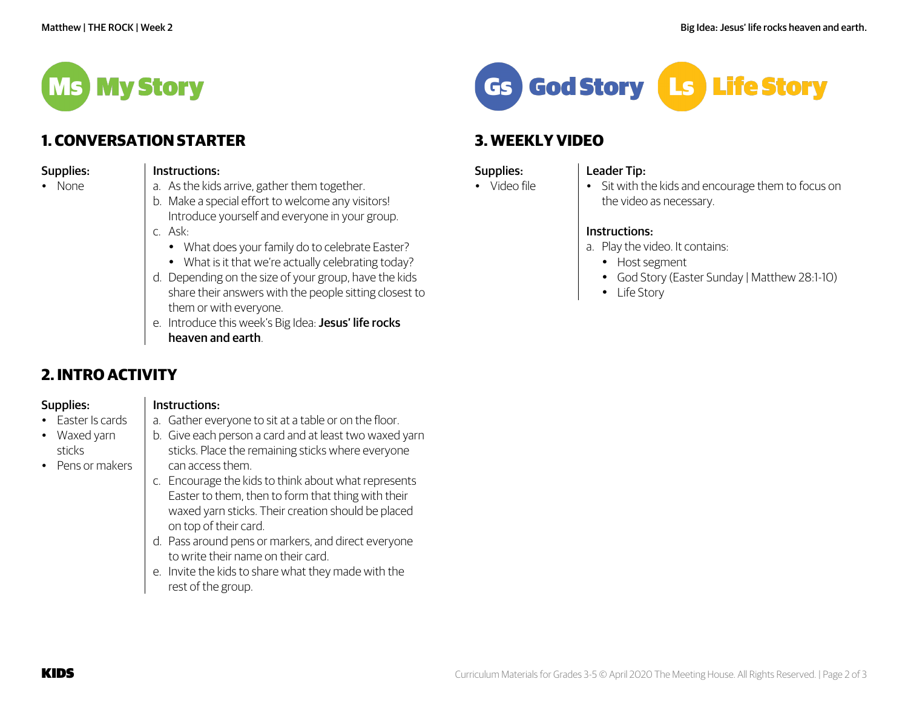# Ms My Story

## 1. CONVERSATION STARTER

**Supplies:**
- None

**Instructions:**

a. As the kids arrive, gather them together.

b. Make a special effort to welcome any visitors! Introduce yourself and everyone in your group.

c. Ask:
   - What does your family do to celebrate Easter?
   - What is it that we're actually celebrating today?

d. Depending on the size of your group, have the kids share their answers with the people sitting closest to them or with everyone.

e. Introduce this week's Big Idea: **Jesus' life rocks heaven and earth**.

## 2. INTRO ACTIVITY

**Supplies:**
- Easter Is cards
- Waxed yarn sticks
- Pens or makers

**Instructions:**

a. Gather everyone to sit at a table or on the floor.

b. Give each person a card and at least two waxed yarn sticks. Place the remaining sticks where everyone can access them.

c. Encourage the kids to think about what represents Easter to them, then to form that thing with their waxed yarn sticks. Their creation should be placed on top of their card.

d. Pass around pens or markers, and direct everyone to write their name on their card.

e. Invite the kids to share what they made with the rest of the group.

# Gs God Story Ls Life Story

## 3. WEEKLY VIDEO

**Supplies:**
- Video file

**Leader Tip:**
- Sit with the kids and encourage them to focus on the video as necessary.

**Instructions:**

a. Play the video. It contains:
   - Host segment
   - God Story (Easter Sunday | Matthew 28:1-10)
   - Life Story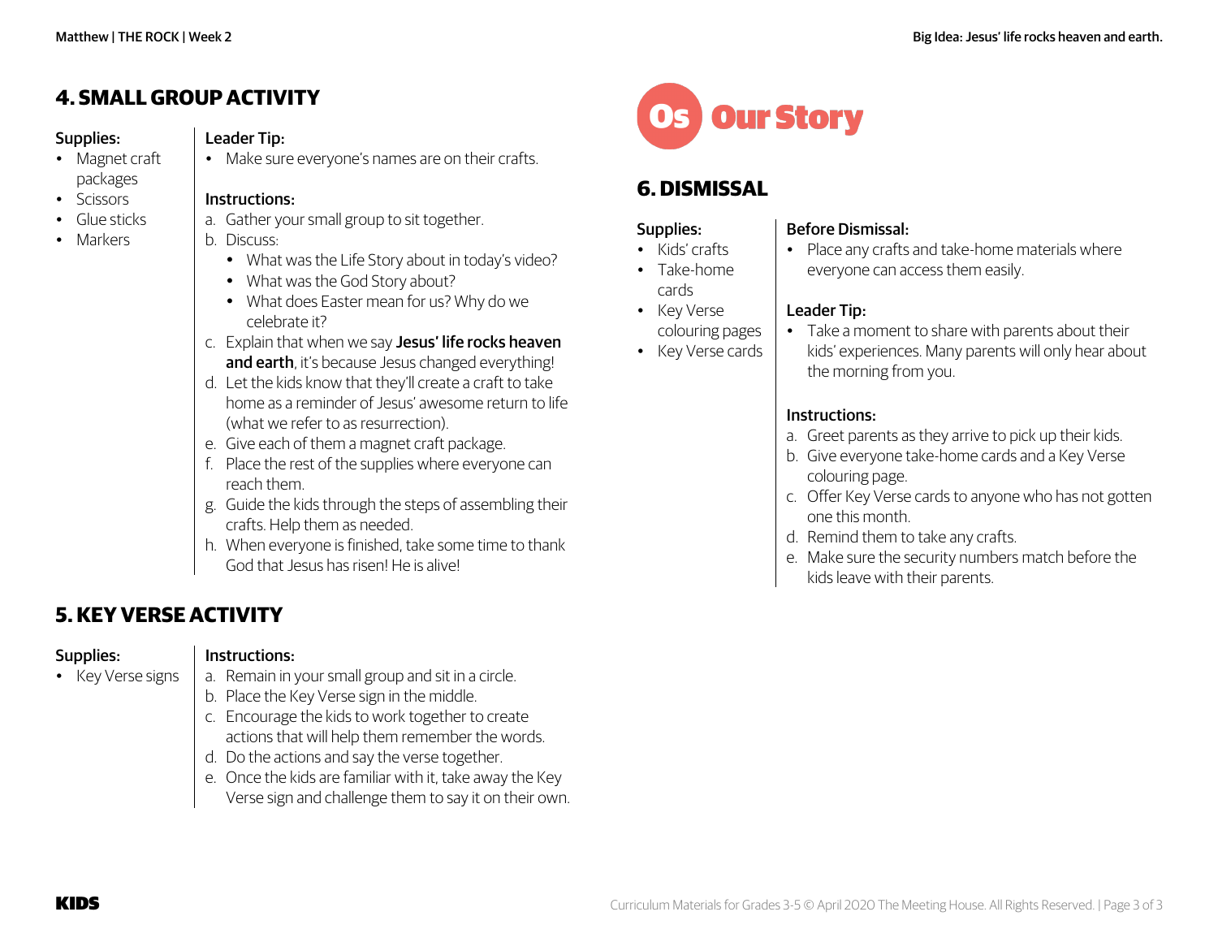## 4. SMALL GROUP ACTIVITY

**Supplies:**

- Magnet craft packages
- Scissors
- Glue sticks
- Markers

**Leader Tip:**

- Make sure everyone's names are on their crafts.

**Instructions:**

a. Gather your small group to sit together.
b. Discuss:
   - What was the Life Story about in today's video?
   - What was the God Story about?
   - What does Easter mean for us? Why do we celebrate it?
c. Explain that when we say **Jesus' life rocks heaven and earth**, it's because Jesus changed everything!
d. Let the kids know that they'll create a craft to take home as a reminder of Jesus' awesome return to life (what we refer to as resurrection).
e. Give each of them a magnet craft package.
f. Place the rest of the supplies where everyone can reach them.
g. Guide the kids through the steps of assembling their crafts. Help them as needed.
h. When everyone is finished, take some time to thank God that Jesus has risen! He is alive!

## 5. KEY VERSE ACTIVITY

**Supplies:**

- Key Verse signs

**Instructions:**

a. Remain in your small group and sit in a circle.
b. Place the Key Verse sign in the middle.
c. Encourage the kids to work together to create actions that will help them remember the words.
d. Do the actions and say the verse together.
e. Once the kids are familiar with it, take away the Key Verse sign and challenge them to say it on their own.

# Os Our Story

## 6. DISMISSAL

**Supplies:**

- Kids' crafts
- Take-home cards
- Key Verse colouring pages
- Key Verse cards

**Before Dismissal:**

- Place any crafts and take-home materials where everyone can access them easily.

**Leader Tip:**

- Take a moment to share with parents about their kids' experiences. Many parents will only hear about the morning from you.

**Instructions:**

a. Greet parents as they arrive to pick up their kids.
b. Give everyone take-home cards and a Key Verse colouring page.
c. Offer Key Verse cards to anyone who has not gotten one this month.
d. Remind them to take any crafts.
e. Make sure the security numbers match before the kids leave with their parents.